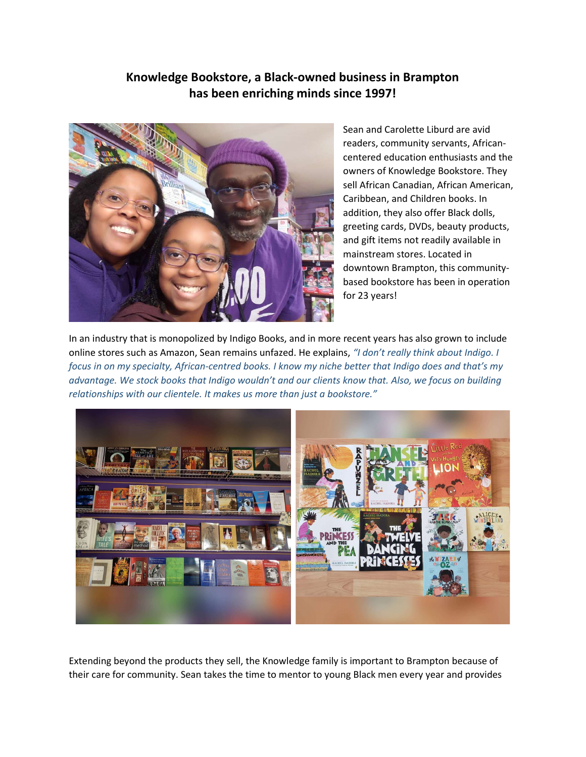# Knowledge Bookstore, a Black-owned business in Brampton has been enriching minds since 1997!

Sean and Carolette Liburd are avid readers, community servants, African-centered education enthusiasts and the owners of Knowledge Bookstore. They sell African Canadian, African American, Caribbean, and Children books. In addition, they also offer Black dolls, greeting cards, DVDs, beauty products, and gift items not readily available in mainstream stores. Located in downtown Brampton, this community-based bookstore has been in operation for 23 years!

In an industry that is monopolized by Indigo Books, and in more recent years has also grown to include online stores such as Amazon, Sean remains unfazed. He explains, *"I don't really think about Indigo. I focus in on my specialty, African-centred books. I know my niche better that Indigo does and that's my advantage. We stock books that Indigo wouldn't and our clients know that. Also, we focus on building relationships with our clientele. It makes us more than just a bookstore."*

Extending beyond the products they sell, the Knowledge family is important to Brampton because of their care for community. Sean takes the time to mentor to young Black men every year and provides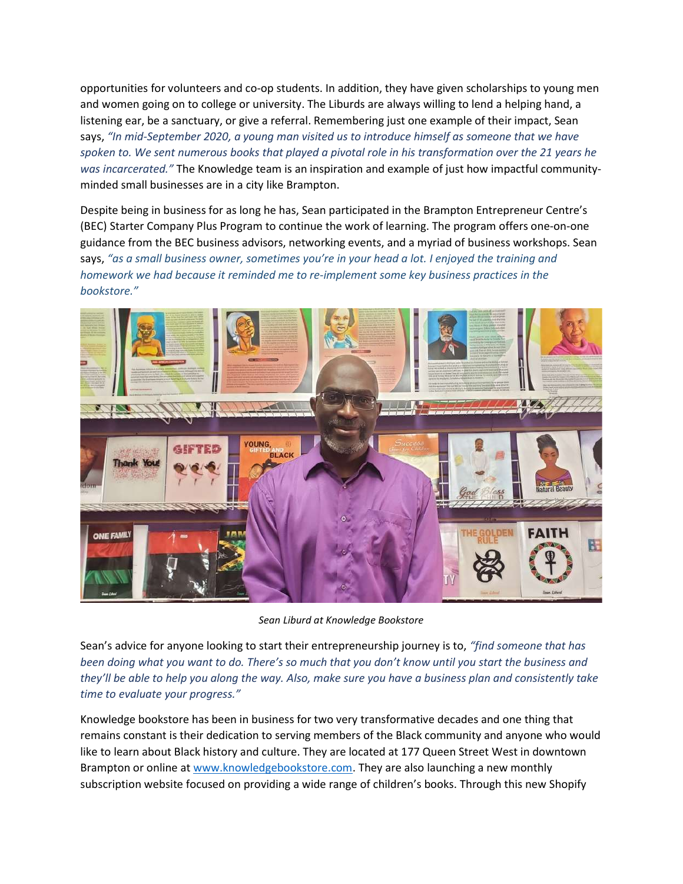opportunities for volunteers and co-op students. In addition, they have given scholarships to young men and women going on to college or university. The Liburds are always willing to lend a helping hand, a listening ear, be a sanctuary, or give a referral. Remembering just one example of their impact, Sean says, *"In mid-September 2020, a young man visited us to introduce himself as someone that we have spoken to. We sent numerous books that played a pivotal role in his transformation over the 21 years he was incarcerated."* The Knowledge team is an inspiration and example of just how impactful community-minded small businesses are in a city like Brampton.

Despite being in business for as long he has, Sean participated in the Brampton Entrepreneur Centre's (BEC) Starter Company Plus Program to continue the work of learning. The program offers one-on-one guidance from the BEC business advisors, networking events, and a myriad of business workshops. Sean says, *"as a small business owner, sometimes you're in your head a lot. I enjoyed the training and homework we had because it reminded me to re-implement some key business practices in the bookstore."*

*Sean Liburd at Knowledge Bookstore*

Sean's advice for anyone looking to start their entrepreneurship journey is to, *"find someone that has been doing what you want to do. There's so much that you don't know until you start the business and they'll be able to help you along the way. Also, make sure you have a business plan and consistently take time to evaluate your progress."*

Knowledge bookstore has been in business for two very transformative decades and one thing that remains constant is their dedication to serving members of the Black community and anyone who would like to learn about Black history and culture. They are located at 177 Queen Street West in downtown Brampton or online at [www.knowledgebookstore.com](http://www.knowledgebookstore.com). They are also launching a new monthly subscription website focused on providing a wide range of children's books. Through this new Shopify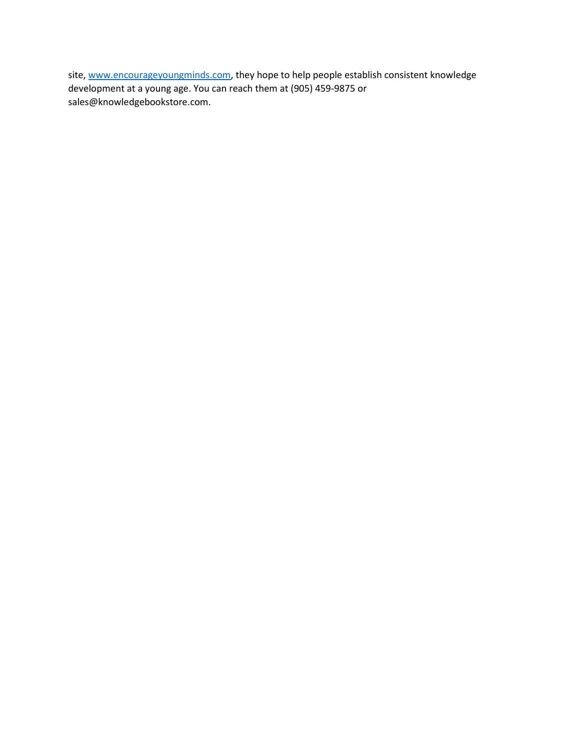site, [www.encourageyoungminds.com](http://www.encourageyoungminds.com), they hope to help people establish consistent knowledge development at a young age. You can reach them at (905) 459-9875 or sales@knowledgebookstore.com.